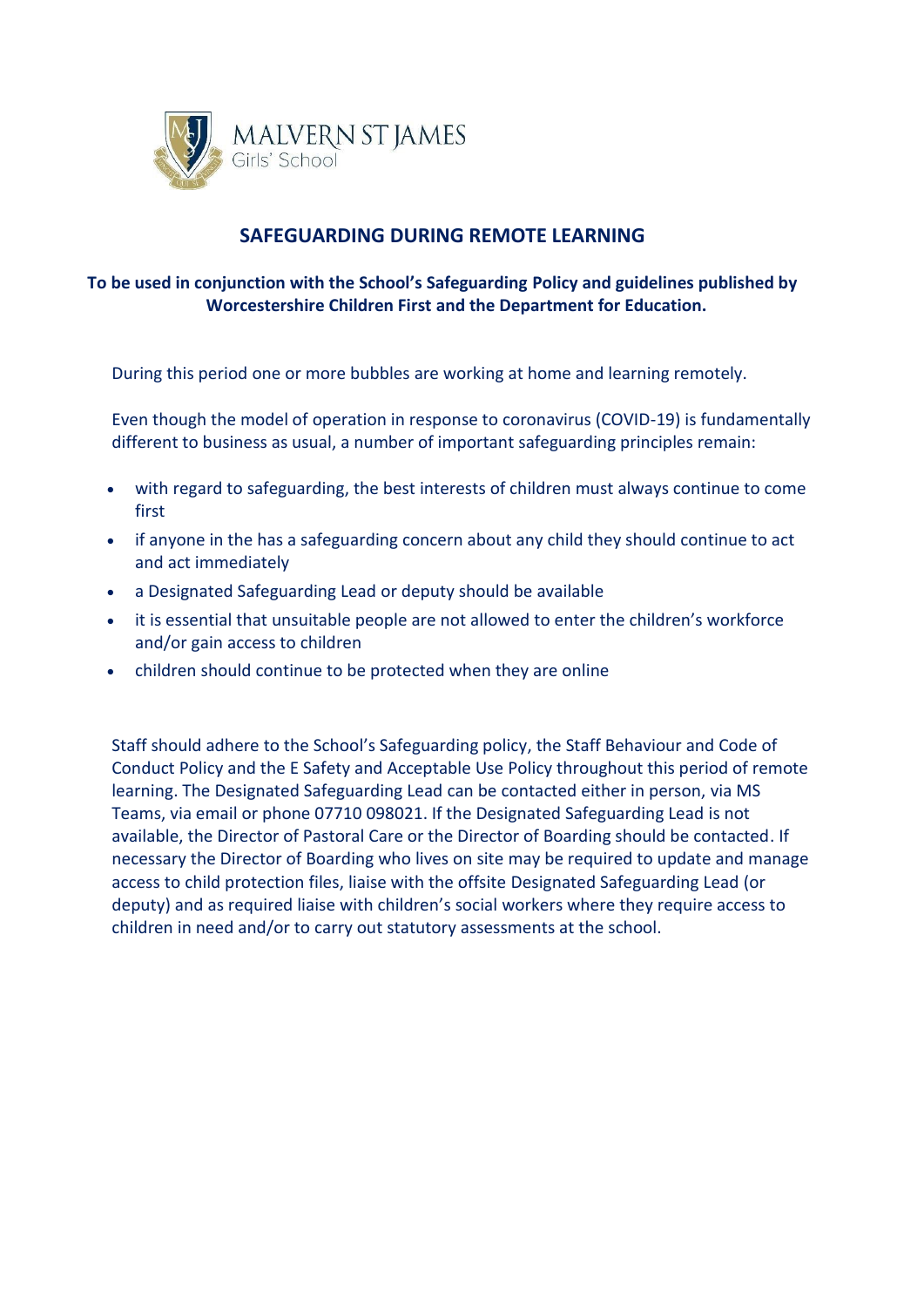MALVERN ST JAMES
Girls' School

# SAFEGUARDING DURING REMOTE LEARNING

**To be used in conjunction with the School's Safeguarding Policy and guidelines published by Worcestershire Children First and the Department for Education.**

During this period one or more bubbles are working at home and learning remotely.

Even though the model of operation in response to coronavirus (COVID-19) is fundamentally different to business as usual, a number of important safeguarding principles remain:

- with regard to safeguarding, the best interests of children must always continue to come first
- if anyone in the has a safeguarding concern about any child they should continue to act and act immediately
- a Designated Safeguarding Lead or deputy should be available
- it is essential that unsuitable people are not allowed to enter the children's workforce and/or gain access to children
- children should continue to be protected when they are online

Staff should adhere to the School's Safeguarding policy, the Staff Behaviour and Code of Conduct Policy and the E Safety and Acceptable Use Policy throughout this period of remote learning. The Designated Safeguarding Lead can be contacted either in person, via MS Teams, via email or phone 07710 098021. If the Designated Safeguarding Lead is not available, the Director of Pastoral Care or the Director of Boarding should be contacted. If necessary the Director of Boarding who lives on site may be required to update and manage access to child protection files, liaise with the offsite Designated Safeguarding Lead (or deputy) and as required liaise with children's social workers where they require access to children in need and/or to carry out statutory assessments at the school.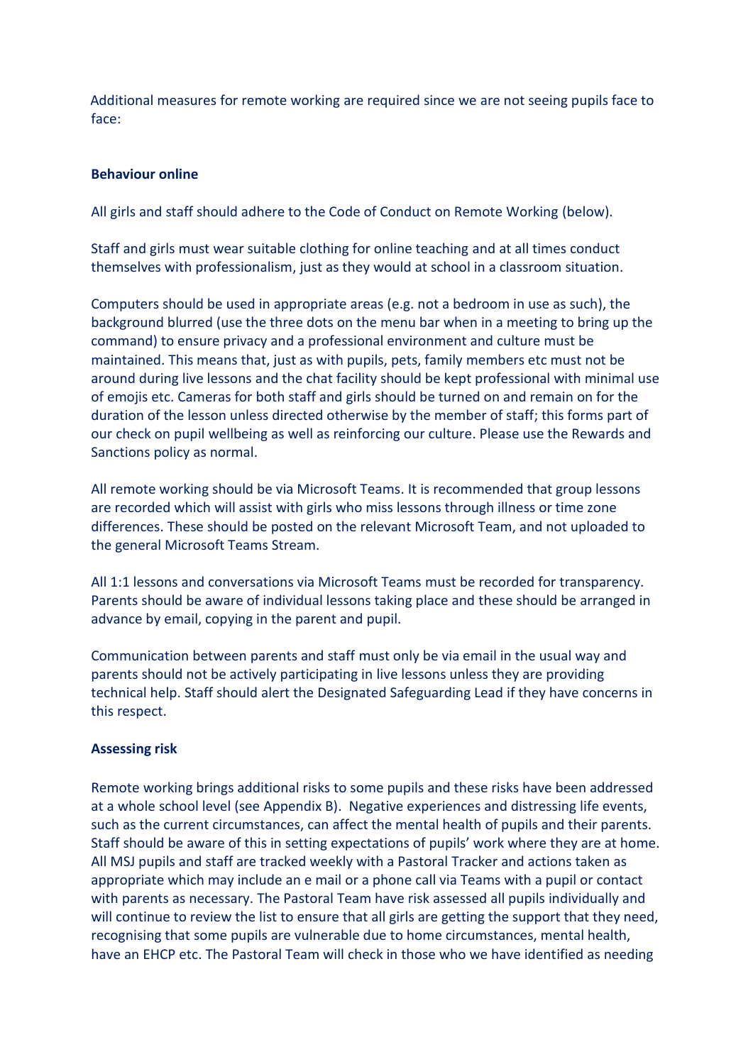Additional measures for remote working are required since we are not seeing pupils face to face:

**Behaviour online**

All girls and staff should adhere to the Code of Conduct on Remote Working (below).

Staff and girls must wear suitable clothing for online teaching and at all times conduct themselves with professionalism, just as they would at school in a classroom situation.

Computers should be used in appropriate areas (e.g. not a bedroom in use as such), the background blurred (use the three dots on the menu bar when in a meeting to bring up the command) to ensure privacy and a professional environment and culture must be maintained. This means that, just as with pupils, pets, family members etc must not be around during live lessons and the chat facility should be kept professional with minimal use of emojis etc. Cameras for both staff and girls should be turned on and remain on for the duration of the lesson unless directed otherwise by the member of staff; this forms part of our check on pupil wellbeing as well as reinforcing our culture. Please use the Rewards and Sanctions policy as normal.

All remote working should be via Microsoft Teams. It is recommended that group lessons are recorded which will assist with girls who miss lessons through illness or time zone differences. These should be posted on the relevant Microsoft Team, and not uploaded to the general Microsoft Teams Stream.

All 1:1 lessons and conversations via Microsoft Teams must be recorded for transparency. Parents should be aware of individual lessons taking place and these should be arranged in advance by email, copying in the parent and pupil.

Communication between parents and staff must only be via email in the usual way and parents should not be actively participating in live lessons unless they are providing technical help. Staff should alert the Designated Safeguarding Lead if they have concerns in this respect.

**Assessing risk**

Remote working brings additional risks to some pupils and these risks have been addressed at a whole school level (see Appendix B). Negative experiences and distressing life events, such as the current circumstances, can affect the mental health of pupils and their parents. Staff should be aware of this in setting expectations of pupils' work where they are at home. All MSJ pupils and staff are tracked weekly with a Pastoral Tracker and actions taken as appropriate which may include an e mail or a phone call via Teams with a pupil or contact with parents as necessary. The Pastoral Team have risk assessed all pupils individually and will continue to review the list to ensure that all girls are getting the support that they need, recognising that some pupils are vulnerable due to home circumstances, mental health, have an EHCP etc. The Pastoral Team will check in those who we have identified as needing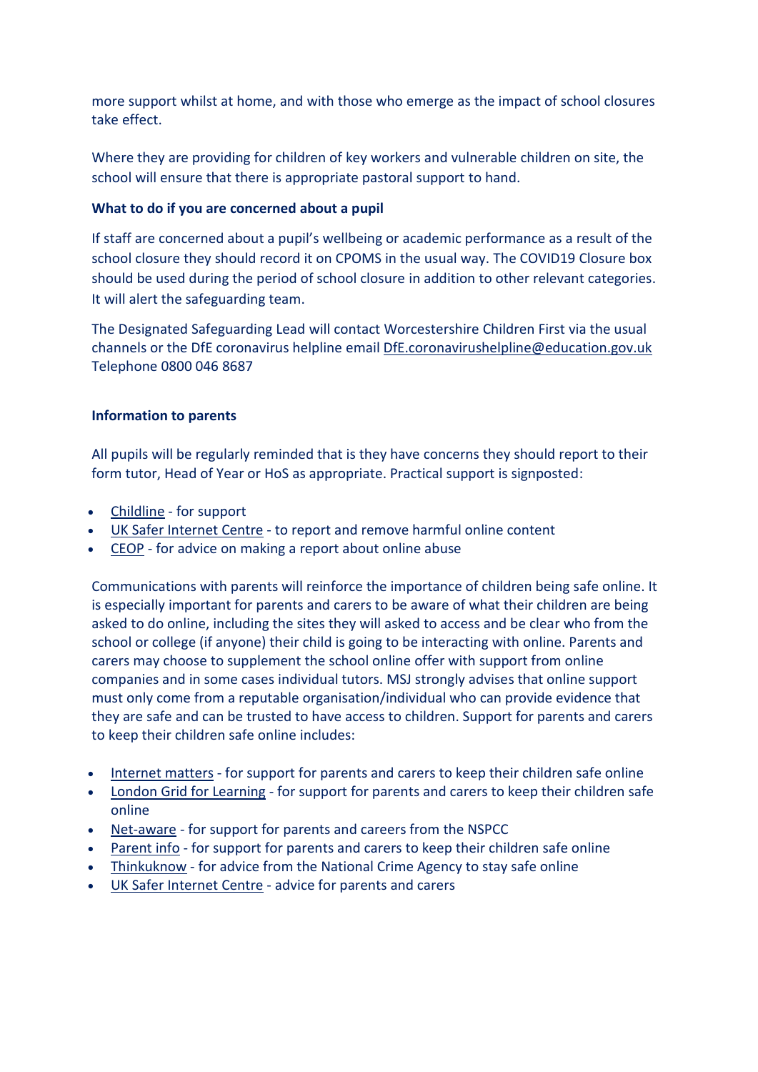more support whilst at home, and with those who emerge as the impact of school closures take effect.

Where they are providing for children of key workers and vulnerable children on site, the school will ensure that there is appropriate pastoral support to hand.

**What to do if you are concerned about a pupil**

If staff are concerned about a pupil's wellbeing or academic performance as a result of the school closure they should record it on CPOMS in the usual way. The COVID19 Closure box should be used during the period of school closure in addition to other relevant categories. It will alert the safeguarding team.

The Designated Safeguarding Lead will contact Worcestershire Children First via the usual channels or the DfE coronavirus helpline email DfE.coronavirushelpline@education.gov.uk Telephone 0800 046 8687

**Information to parents**

All pupils will be regularly reminded that is they have concerns they should report to their form tutor, Head of Year or HoS as appropriate. Practical support is signposted:

- Childline - for support
- UK Safer Internet Centre - to report and remove harmful online content
- CEOP - for advice on making a report about online abuse

Communications with parents will reinforce the importance of children being safe online. It is especially important for parents and carers to be aware of what their children are being asked to do online, including the sites they will asked to access and be clear who from the school or college (if anyone) their child is going to be interacting with online. Parents and carers may choose to supplement the school online offer with support from online companies and in some cases individual tutors. MSJ strongly advises that online support must only come from a reputable organisation/individual who can provide evidence that they are safe and can be trusted to have access to children. Support for parents and carers to keep their children safe online includes:

- Internet matters - for support for parents and carers to keep their children safe online
- London Grid for Learning - for support for parents and carers to keep their children safe online
- Net-aware - for support for parents and careers from the NSPCC
- Parent info - for support for parents and carers to keep their children safe online
- Thinkuknow - for advice from the National Crime Agency to stay safe online
- UK Safer Internet Centre - advice for parents and carers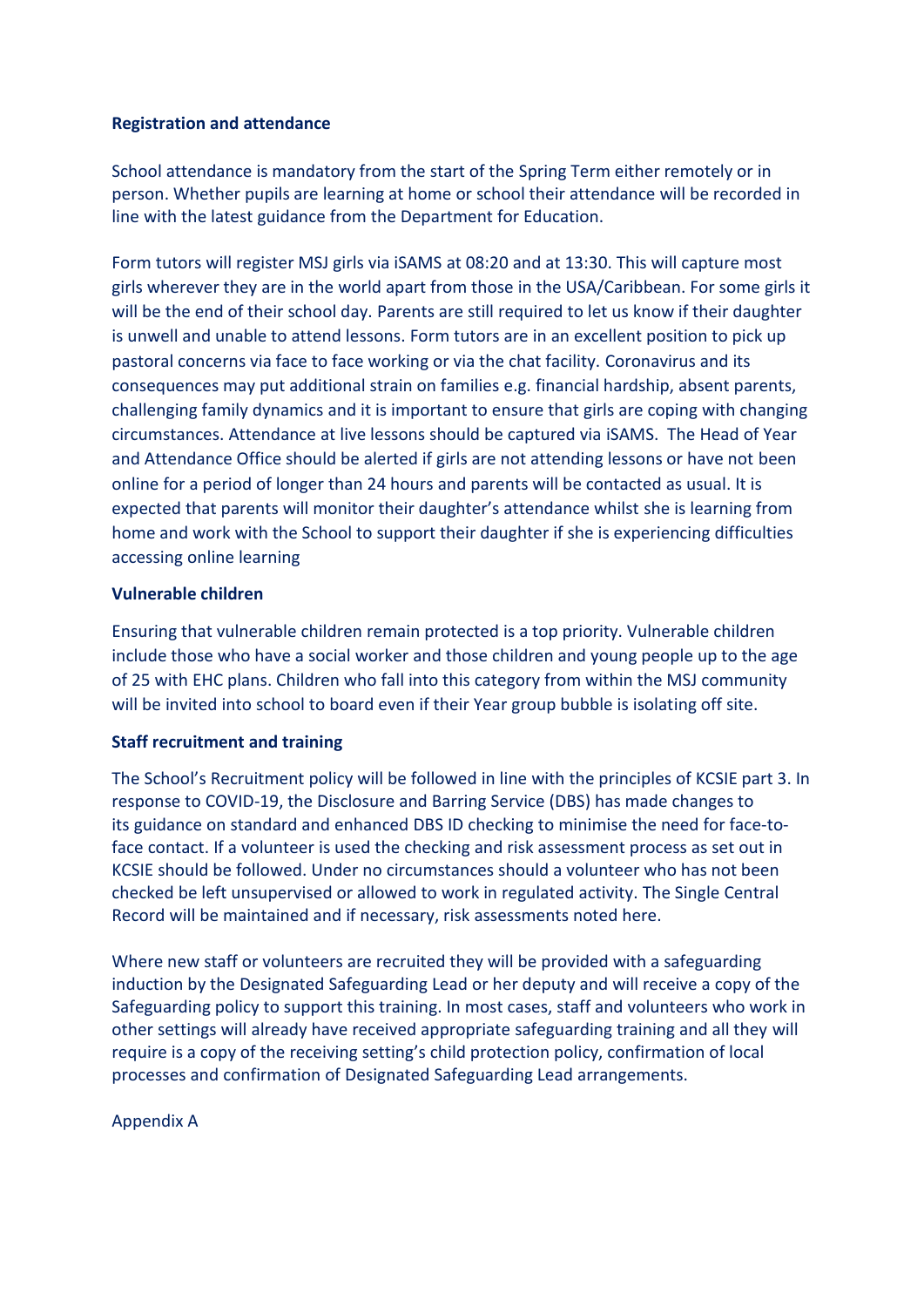**Registration and attendance**

School attendance is mandatory from the start of the Spring Term either remotely or in person. Whether pupils are learning at home or school their attendance will be recorded in line with the latest guidance from the Department for Education.

Form tutors will register MSJ girls via iSAMS at 08:20 and at 13:30. This will capture most girls wherever they are in the world apart from those in the USA/Caribbean. For some girls it will be the end of their school day. Parents are still required to let us know if their daughter is unwell and unable to attend lessons. Form tutors are in an excellent position to pick up pastoral concerns via face to face working or via the chat facility. Coronavirus and its consequences may put additional strain on families e.g. financial hardship, absent parents, challenging family dynamics and it is important to ensure that girls are coping with changing circumstances. Attendance at live lessons should be captured via iSAMS. The Head of Year and Attendance Office should be alerted if girls are not attending lessons or have not been online for a period of longer than 24 hours and parents will be contacted as usual. It is expected that parents will monitor their daughter's attendance whilst she is learning from home and work with the School to support their daughter if she is experiencing difficulties accessing online learning

**Vulnerable children**

Ensuring that vulnerable children remain protected is a top priority. Vulnerable children include those who have a social worker and those children and young people up to the age of 25 with EHC plans. Children who fall into this category from within the MSJ community will be invited into school to board even if their Year group bubble is isolating off site.

**Staff recruitment and training**

The School's Recruitment policy will be followed in line with the principles of KCSIE part 3. In response to COVID-19, the Disclosure and Barring Service (DBS) has made changes to its guidance on standard and enhanced DBS ID checking to minimise the need for face-to-face contact. If a volunteer is used the checking and risk assessment process as set out in KCSIE should be followed. Under no circumstances should a volunteer who has not been checked be left unsupervised or allowed to work in regulated activity. The Single Central Record will be maintained and if necessary, risk assessments noted here.

Where new staff or volunteers are recruited they will be provided with a safeguarding induction by the Designated Safeguarding Lead or her deputy and will receive a copy of the Safeguarding policy to support this training. In most cases, staff and volunteers who work in other settings will already have received appropriate safeguarding training and all they will require is a copy of the receiving setting's child protection policy, confirmation of local processes and confirmation of Designated Safeguarding Lead arrangements.

Appendix A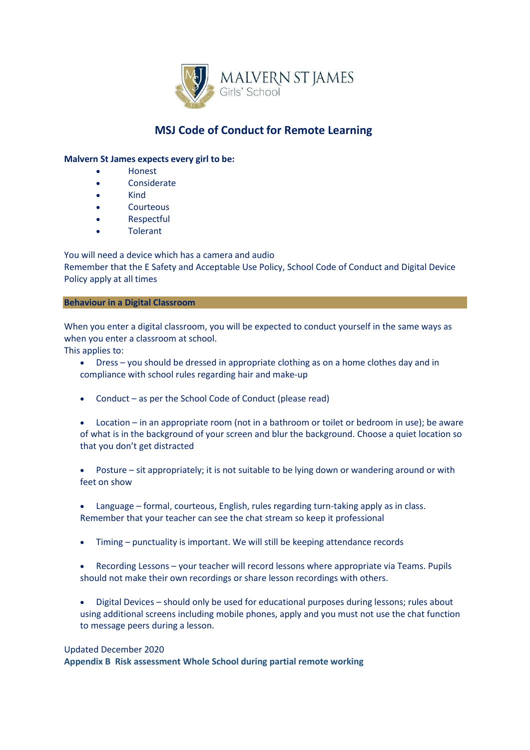MALVERN ST JAMES
Girls' School

# MSJ Code of Conduct for Remote Learning

**Malvern St James expects every girl to be:**

- Honest
- Considerate
- Kind
- Courteous
- Respectful
- Tolerant

You will need a device which has a camera and audio
Remember that the E Safety and Acceptable Use Policy, School Code of Conduct and Digital Device Policy apply at all times

## Behaviour in a Digital Classroom

When you enter a digital classroom, you will be expected to conduct yourself in the same ways as when you enter a classroom at school.
This applies to:

- Dress – you should be dressed in appropriate clothing as on a home clothes day and in compliance with school rules regarding hair and make-up

- Conduct – as per the School Code of Conduct (please read)

- Location – in an appropriate room (not in a bathroom or toilet or bedroom in use); be aware of what is in the background of your screen and blur the background. Choose a quiet location so that you don't get distracted

- Posture – sit appropriately; it is not suitable to be lying down or wandering around or with feet on show

- Language – formal, courteous, English, rules regarding turn-taking apply as in class. Remember that your teacher can see the chat stream so keep it professional

- Timing – punctuality is important. We will still be keeping attendance records

- Recording Lessons – your teacher will record lessons where appropriate via Teams. Pupils should not make their own recordings or share lesson recordings with others.

- Digital Devices – should only be used for educational purposes during lessons; rules about using additional screens including mobile phones, apply and you must not use the chat function to message peers during a lesson.

Updated December 2020

**Appendix B Risk assessment Whole School during partial remote working**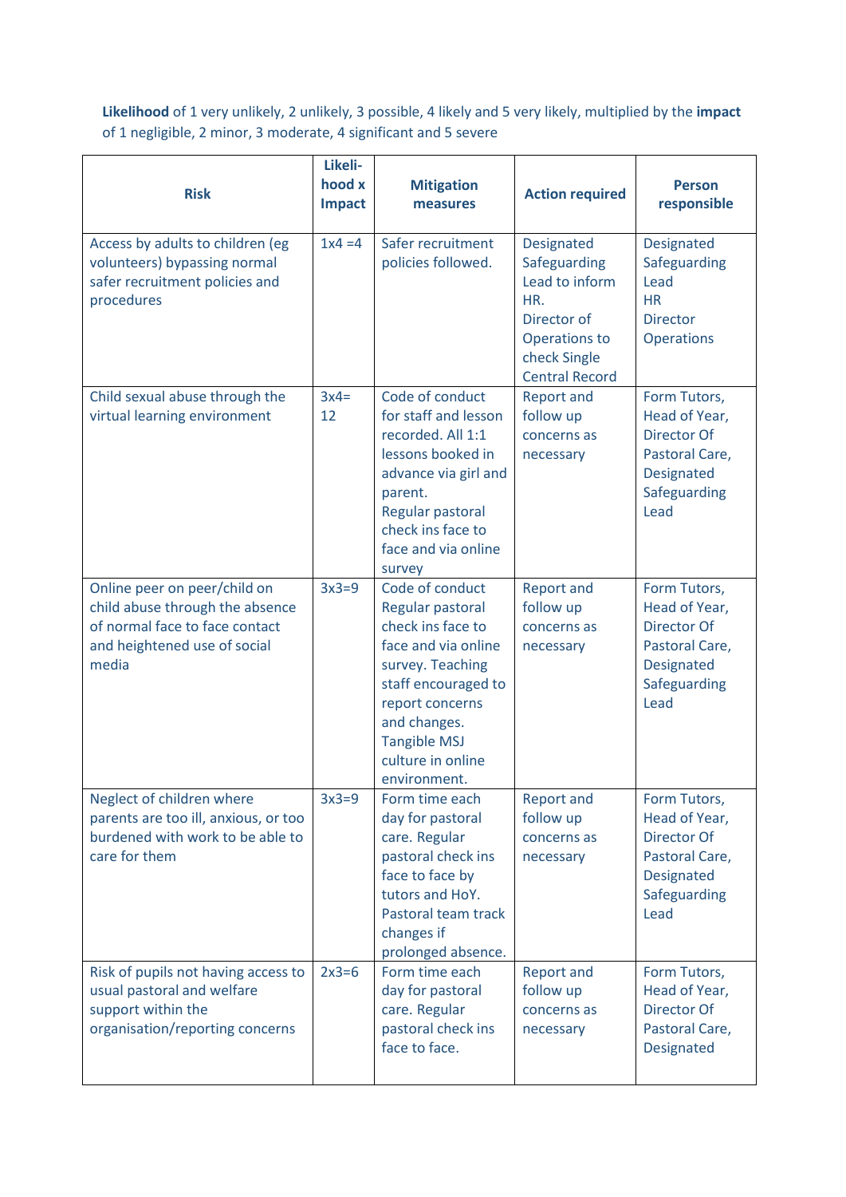**Likelihood** of 1 very unlikely, 2 unlikely, 3 possible, 4 likely and 5 very likely, multiplied by the **impact** of 1 negligible, 2 minor, 3 moderate, 4 significant and 5 severe

| Risk | Likeli-hood x Impact | Mitigation measures | Action required | Person responsible |
|---|---|---|---|---|
| Access by adults to children (eg volunteers) bypassing normal safer recruitment policies and procedures | 1x4 =4 | Safer recruitment policies followed. | Designated Safeguarding Lead to inform HR. Director of Operations to check Single Central Record | Designated Safeguarding Lead HR Director Operations |
| Child sexual abuse through the virtual learning environment | 3x4= 12 | Code of conduct for staff and lesson recorded. All 1:1 lessons booked in advance via girl and parent. Regular pastoral check ins face to face and via online survey | Report and follow up concerns as necessary | Form Tutors, Head of Year, Director Of Pastoral Care, Designated Safeguarding Lead |
| Online peer on peer/child on child abuse through the absence of normal face to face contact and heightened use of social media | 3x3=9 | Code of conduct Regular pastoral check ins face to face and via online survey. Teaching staff encouraged to report concerns and changes. Tangible MSJ culture in online environment. | Report and follow up concerns as necessary | Form Tutors, Head of Year, Director Of Pastoral Care, Designated Safeguarding Lead |
| Neglect of children where parents are too ill, anxious, or too burdened with work to be able to care for them | 3x3=9 | Form time each day for pastoral care. Regular pastoral check ins face to face by tutors and HoY. Pastoral team track changes if prolonged absence. | Report and follow up concerns as necessary | Form Tutors, Head of Year, Director Of Pastoral Care, Designated Safeguarding Lead |
| Risk of pupils not having access to usual pastoral and welfare support within the organisation/reporting concerns | 2x3=6 | Form time each day for pastoral care. Regular pastoral check ins face to face. | Report and follow up concerns as necessary | Form Tutors, Head of Year, Director Of Pastoral Care, Designated |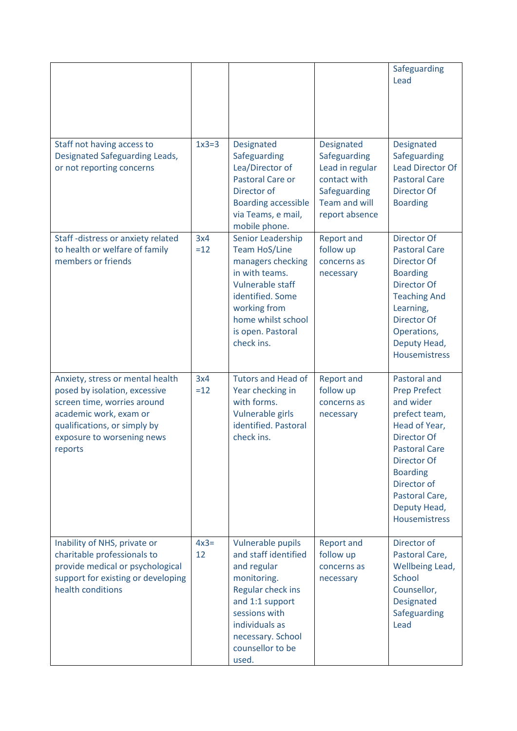| | | | | |
|---|---|---|---|---|
| | | | | Safeguarding Lead |
| Staff not having access to Designated Safeguarding Leads, or not reporting concerns | 1x3=3 | Designated Safeguarding Lea/Director of Pastoral Care or Director of Boarding accessible via Teams, e mail, mobile phone. | Designated Safeguarding Lead in regular contact with Safeguarding Team and will report absence | Designated Safeguarding Lead Director Of Pastoral Care Director Of Boarding |
| Staff -distress or anxiety related to health or welfare of family members or friends | 3x4 =12 | Senior Leadership Team HoS/Line managers checking in with teams. Vulnerable staff identified. Some working from home whilst school is open. Pastoral check ins. | Report and follow up concerns as necessary | Director Of Pastoral Care Director Of Boarding Director Of Teaching And Learning, Director Of Operations, Deputy Head, Housemistress |
| Anxiety, stress or mental health posed by isolation, excessive screen time, worries around academic work, exam or qualifications, or simply by exposure to worsening news reports | 3x4 =12 | Tutors and Head of Year checking in with forms. Vulnerable girls identified. Pastoral check ins. | Report and follow up concerns as necessary | Pastoral and Prep Prefect and wider prefect team, Head of Year, Director Of Pastoral Care Director Of Boarding Director of Pastoral Care, Deputy Head, Housemistress |
| Inability of NHS, private or charitable professionals to provide medical or psychological support for existing or developing health conditions | 4x3= 12 | Vulnerable pupils and staff identified and regular monitoring. Regular check ins and 1:1 support sessions with individuals as necessary. School counsellor to be used. | Report and follow up concerns as necessary | Director of Pastoral Care, Wellbeing Lead, School Counsellor, Designated Safeguarding Lead |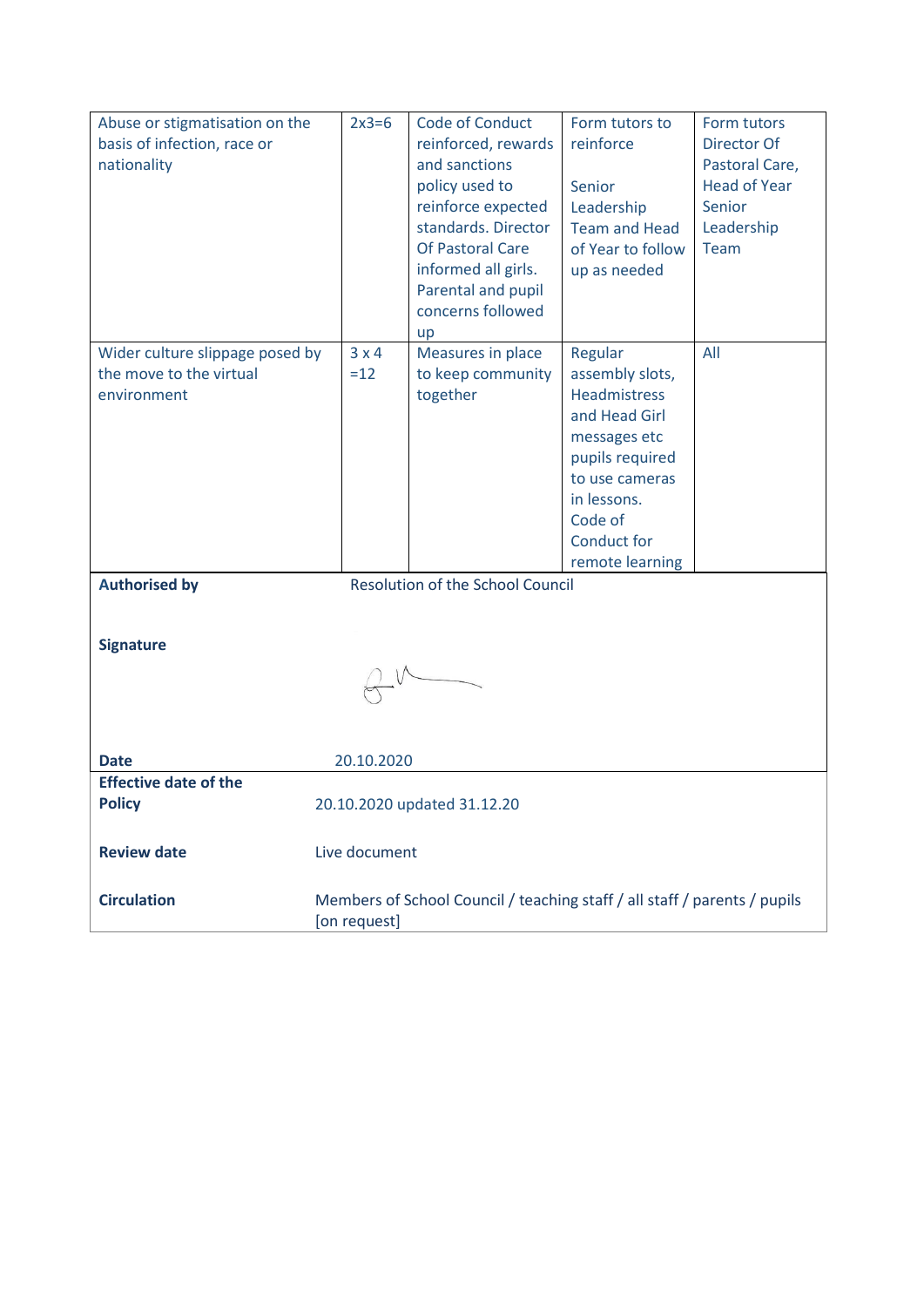| | | | | |
|---|---|---|---|---|
| Abuse or stigmatisation on the basis of infection, race or nationality | 2x3=6 | Code of Conduct reinforced, rewards and sanctions policy used to reinforce expected standards. Director Of Pastoral Care informed all girls. Parental and pupil concerns followed up | Form tutors to reinforce<br><br>Senior Leadership Team and Head of Year to follow up as needed | Form tutors Director Of Pastoral Care, Head of Year Senior Leadership Team |
| Wider culture slippage posed by the move to the virtual environment | 3 x 4 =12 | Measures in place to keep community together | Regular assembly slots, Headmistress and Head Girl messages etc pupils required to use cameras in lessons. Code of Conduct for remote learning | All |

| | |
|---|---|
| **Authorised by** | Resolution of the School Council |
| **Signature** | |
| **Date** | 20.10.2020 |
| **Effective date of the Policy** | 20.10.2020 updated 31.12.20 |
| **Review date** | Live document |
| **Circulation** | Members of School Council / teaching staff / all staff / parents / pupils [on request] |